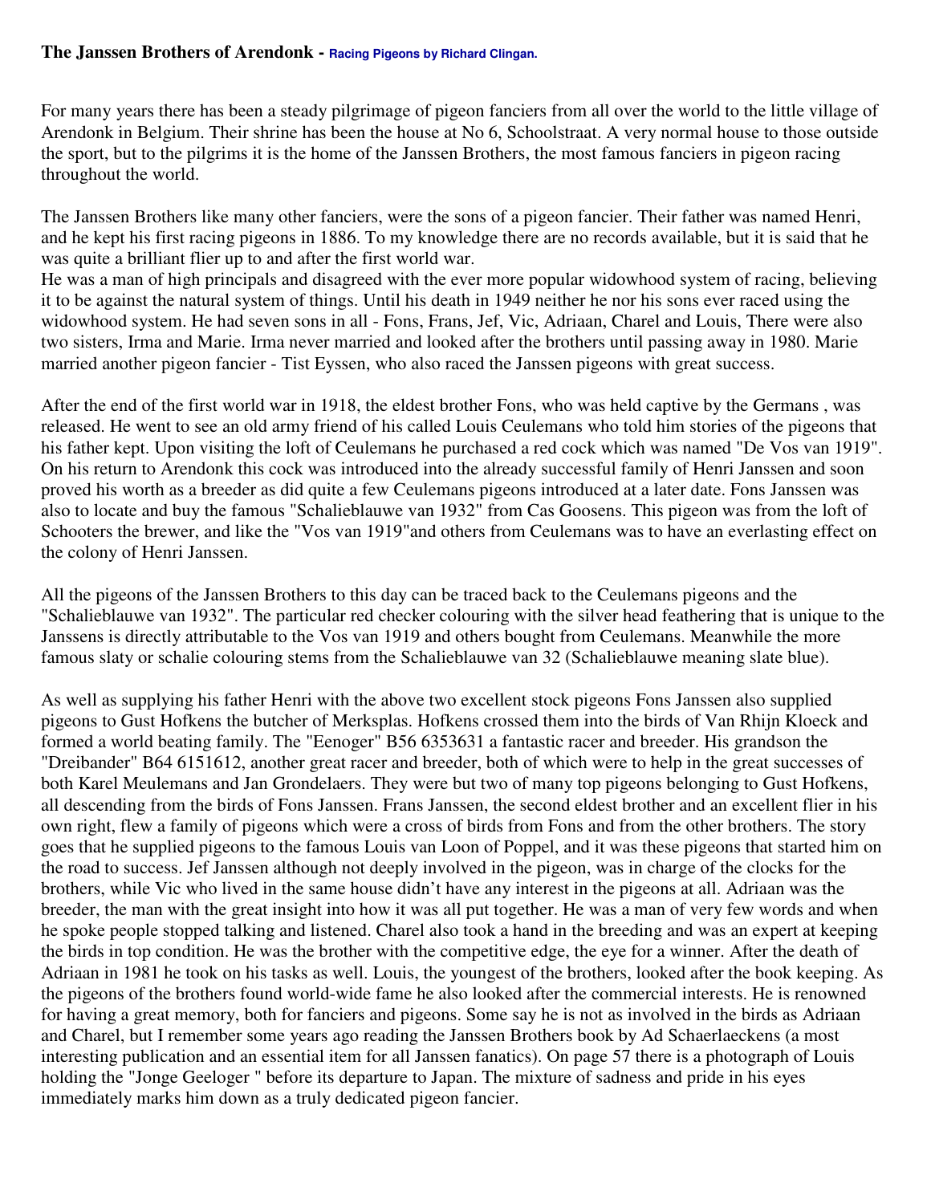# The Janssen Brothers of Arendonk - Racing Pigeons by Richard Clingan.

For many years there has been a steady pilgrimage of pigeon fanciers from all over the world to the little village of Arendonk in Belgium. Their shrine has been the house at No 6, Schoolstraat. A very normal house to those outside the sport, but to the pilgrims it is the home of the Janssen Brothers, the most famous fanciers in pigeon racing throughout the world.

The Janssen Brothers like many other fanciers, were the sons of a pigeon fancier. Their father was named Henri, and he kept his first racing pigeons in 1886. To my knowledge there are no records available, but it is said that he was quite a brilliant flier up to and after the first world war.
He was a man of high principals and disagreed with the ever more popular widowhood system of racing, believing it to be against the natural system of things. Until his death in 1949 neither he nor his sons ever raced using the widowhood system. He had seven sons in all - Fons, Frans, Jef, Vic, Adriaan, Charel and Louis, There were also two sisters, Irma and Marie. Irma never married and looked after the brothers until passing away in 1980. Marie married another pigeon fancier - Tist Eyssen, who also raced the Janssen pigeons with great success.

After the end of the first world war in 1918, the eldest brother Fons, who was held captive by the Germans , was released. He went to see an old army friend of his called Louis Ceulemans who told him stories of the pigeons that his father kept. Upon visiting the loft of Ceulemans he purchased a red cock which was named "De Vos van 1919". On his return to Arendonk this cock was introduced into the already successful family of Henri Janssen and soon proved his worth as a breeder as did quite a few Ceulemans pigeons introduced at a later date. Fons Janssen was also to locate and buy the famous "Schalieblauwe van 1932" from Cas Goosens. This pigeon was from the loft of Schooters the brewer, and like the "Vos van 1919"and others from Ceulemans was to have an everlasting effect on the colony of Henri Janssen.

All the pigeons of the Janssen Brothers to this day can be traced back to the Ceulemans pigeons and the "Schalieblauwe van 1932". The particular red checker colouring with the silver head feathering that is unique to the Janssens is directly attributable to the Vos van 1919 and others bought from Ceulemans. Meanwhile the more famous slaty or schalie colouring stems from the Schalieblauwe van 32 (Schalieblauwe meaning slate blue).

As well as supplying his father Henri with the above two excellent stock pigeons Fons Janssen also supplied pigeons to Gust Hofkens the butcher of Merksplas. Hofkens crossed them into the birds of Van Rhijn Kloeck and formed a world beating family. The "Eenoger" B56 6353631 a fantastic racer and breeder. His grandson the "Dreibander" B64 6151612, another great racer and breeder, both of which were to help in the great successes of both Karel Meulemans and Jan Grondelaers. They were but two of many top pigeons belonging to Gust Hofkens, all descending from the birds of Fons Janssen. Frans Janssen, the second eldest brother and an excellent flier in his own right, flew a family of pigeons which were a cross of birds from Fons and from the other brothers. The story goes that he supplied pigeons to the famous Louis van Loon of Poppel, and it was these pigeons that started him on the road to success. Jef Janssen although not deeply involved in the pigeon, was in charge of the clocks for the brothers, while Vic who lived in the same house didn't have any interest in the pigeons at all. Adriaan was the breeder, the man with the great insight into how it was all put together. He was a man of very few words and when he spoke people stopped talking and listened. Charel also took a hand in the breeding and was an expert at keeping the birds in top condition. He was the brother with the competitive edge, the eye for a winner. After the death of Adriaan in 1981 he took on his tasks as well. Louis, the youngest of the brothers, looked after the book keeping. As the pigeons of the brothers found world-wide fame he also looked after the commercial interests. He is renowned for having a great memory, both for fanciers and pigeons. Some say he is not as involved in the birds as Adriaan and Charel, but I remember some years ago reading the Janssen Brothers book by Ad Schaerlaeckens (a most interesting publication and an essential item for all Janssen fanatics). On page 57 there is a photograph of Louis holding the "Jonge Geeloger " before its departure to Japan. The mixture of sadness and pride in his eyes immediately marks him down as a truly dedicated pigeon fancier.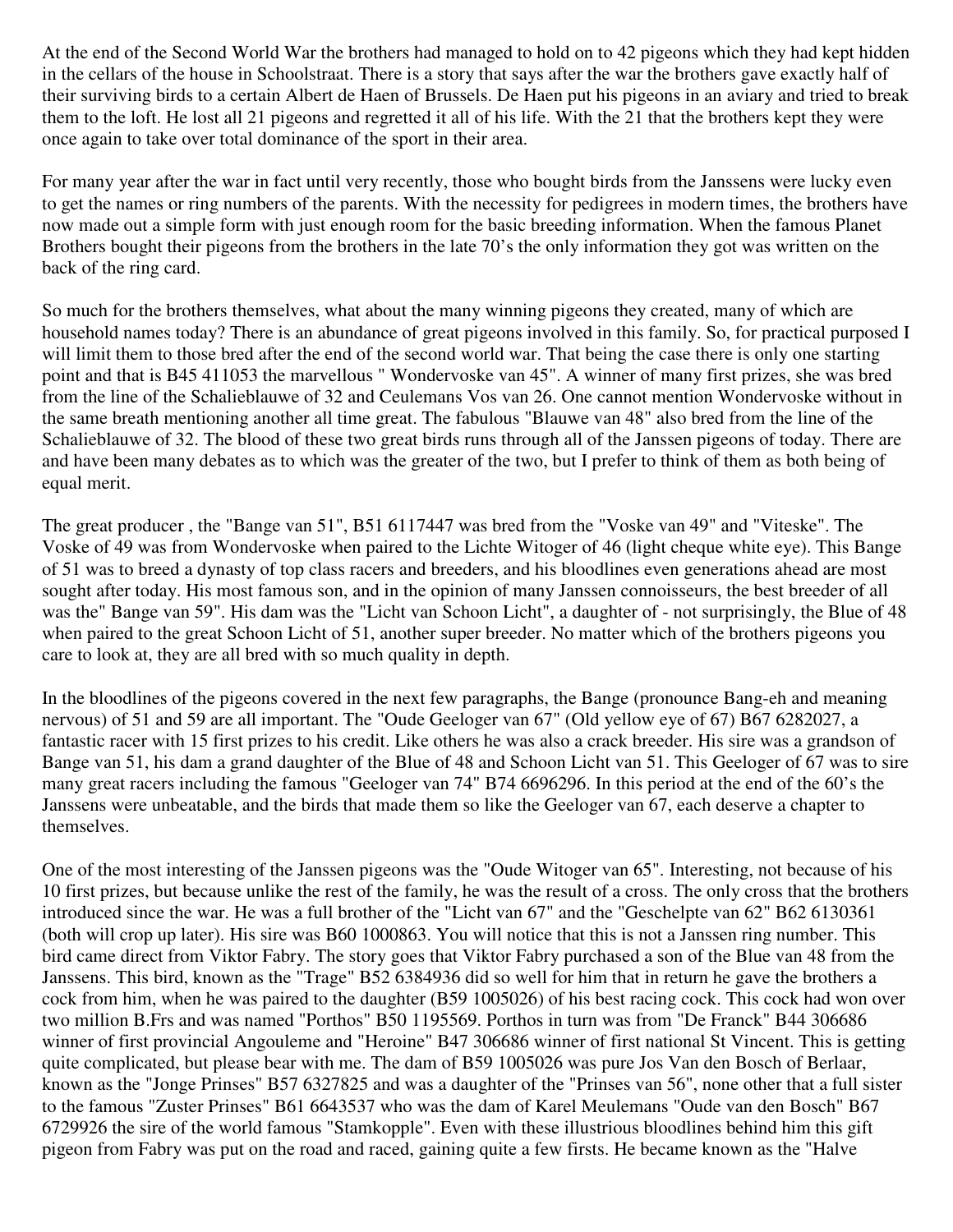At the end of the Second World War the brothers had managed to hold on to 42 pigeons which they had kept hidden in the cellars of the house in Schoolstraat. There is a story that says after the war the brothers gave exactly half of their surviving birds to a certain Albert de Haen of Brussels. De Haen put his pigeons in an aviary and tried to break them to the loft. He lost all 21 pigeons and regretted it all of his life. With the 21 that the brothers kept they were once again to take over total dominance of the sport in their area.

For many year after the war in fact until very recently, those who bought birds from the Janssens were lucky even to get the names or ring numbers of the parents. With the necessity for pedigrees in modern times, the brothers have now made out a simple form with just enough room for the basic breeding information. When the famous Planet Brothers bought their pigeons from the brothers in the late 70's the only information they got was written on the back of the ring card.

So much for the brothers themselves, what about the many winning pigeons they created, many of which are household names today? There is an abundance of great pigeons involved in this family. So, for practical purposed I will limit them to those bred after the end of the second world war. That being the case there is only one starting point and that is B45 411053 the marvellous " Wondervoske van 45". A winner of many first prizes, she was bred from the line of the Schalieblauwe of 32 and Ceulemans Vos van 26. One cannot mention Wondervoske without in the same breath mentioning another all time great. The fabulous "Blauwe van 48" also bred from the line of the Schalieblauwe of 32. The blood of these two great birds runs through all of the Janssen pigeons of today. There are and have been many debates as to which was the greater of the two, but I prefer to think of them as both being of equal merit.

The great producer , the "Bange van 51", B51 6117447 was bred from the "Voske van 49" and "Viteske". The Voske of 49 was from Wondervoske when paired to the Lichte Witoger of 46 (light cheque white eye). This Bange of 51 was to breed a dynasty of top class racers and breeders, and his bloodlines even generations ahead are most sought after today. His most famous son, and in the opinion of many Janssen connoisseurs, the best breeder of all was the" Bange van 59". His dam was the "Licht van Schoon Licht", a daughter of - not surprisingly, the Blue of 48 when paired to the great Schoon Licht of 51, another super breeder. No matter which of the brothers pigeons you care to look at, they are all bred with so much quality in depth.

In the bloodlines of the pigeons covered in the next few paragraphs, the Bange (pronounce Bang-eh and meaning nervous) of 51 and 59 are all important. The "Oude Geeloger van 67" (Old yellow eye of 67) B67 6282027, a fantastic racer with 15 first prizes to his credit. Like others he was also a crack breeder. His sire was a grandson of Bange van 51, his dam a grand daughter of the Blue of 48 and Schoon Licht van 51. This Geeloger of 67 was to sire many great racers including the famous "Geeloger van 74" B74 6696296. In this period at the end of the 60's the Janssens were unbeatable, and the birds that made them so like the Geeloger van 67, each deserve a chapter to themselves.

One of the most interesting of the Janssen pigeons was the "Oude Witoger van 65". Interesting, not because of his 10 first prizes, but because unlike the rest of the family, he was the result of a cross. The only cross that the brothers introduced since the war. He was a full brother of the "Licht van 67" and the "Geschelpte van 62" B62 6130361 (both will crop up later). His sire was B60 1000863. You will notice that this is not a Janssen ring number. This bird came direct from Viktor Fabry. The story goes that Viktor Fabry purchased a son of the Blue van 48 from the Janssens. This bird, known as the "Trage" B52 6384936 did so well for him that in return he gave the brothers a cock from him, when he was paired to the daughter (B59 1005026) of his best racing cock. This cock had won over two million B.Frs and was named "Porthos" B50 1195569. Porthos in turn was from "De Franck" B44 306686 winner of first provincial Angouleme and "Heroine" B47 306686 winner of first national St Vincent. This is getting quite complicated, but please bear with me. The dam of B59 1005026 was pure Jos Van den Bosch of Berlaar, known as the "Jonge Prinses" B57 6327825 and was a daughter of the "Prinses van 56", none other that a full sister to the famous "Zuster Prinses" B61 6643537 who was the dam of Karel Meulemans "Oude van den Bosch" B67 6729926 the sire of the world famous "Stamkopple". Even with these illustrious bloodlines behind him this gift pigeon from Fabry was put on the road and raced, gaining quite a few firsts. He became known as the "Halve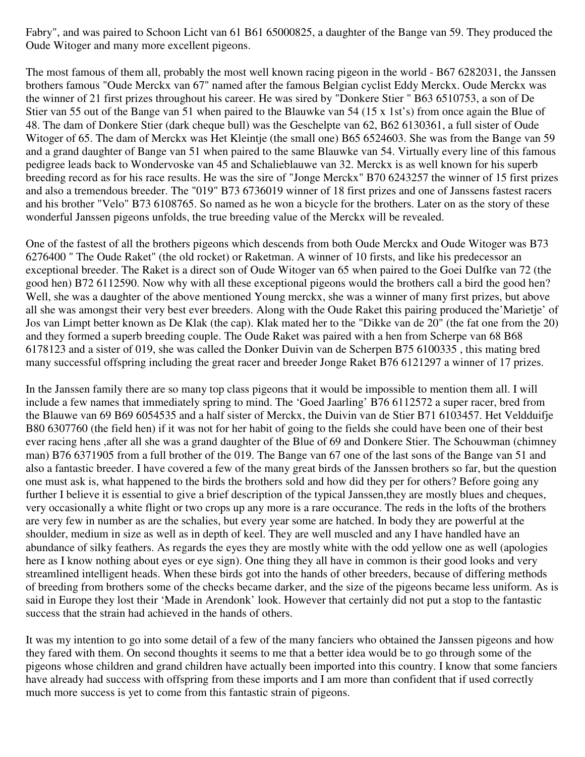Fabry", and was paired to Schoon Licht van 61 B61 65000825, a daughter of the Bange van 59. They produced the Oude Witoger and many more excellent pigeons.

The most famous of them all, probably the most well known racing pigeon in the world - B67 6282031, the Janssen brothers famous "Oude Merckx van 67" named after the famous Belgian cyclist Eddy Merckx. Oude Merckx was the winner of 21 first prizes throughout his career. He was sired by "Donkere Stier " B63 6510753, a son of De Stier van 55 out of the Bange van 51 when paired to the Blauwke van 54 (15 x 1st's) from once again the Blue of 48. The dam of Donkere Stier (dark cheque bull) was the Geschelpte van 62, B62 6130361, a full sister of Oude Witoger of 65. The dam of Merckx was Het Kleintje (the small one) B65 6524603. She was from the Bange van 59 and a grand daughter of Bange van 51 when paired to the same Blauwke van 54. Virtually every line of this famous pedigree leads back to Wondervoske van 45 and Schalieblauwe van 32. Merckx is as well known for his superb breeding record as for his race results. He was the sire of "Jonge Merckx" B70 6243257 the winner of 15 first prizes and also a tremendous breeder. The "019" B73 6736019 winner of 18 first prizes and one of Janssens fastest racers and his brother "Velo" B73 6108765. So named as he won a bicycle for the brothers. Later on as the story of these wonderful Janssen pigeons unfolds, the true breeding value of the Merckx will be revealed.

One of the fastest of all the brothers pigeons which descends from both Oude Merckx and Oude Witoger was B73 6276400 " The Oude Raket" (the old rocket) or Raketman. A winner of 10 firsts, and like his predecessor an exceptional breeder. The Raket is a direct son of Oude Witoger van 65 when paired to the Goei Dulfke van 72 (the good hen) B72 6112590. Now why with all these exceptional pigeons would the brothers call a bird the good hen? Well, she was a daughter of the above mentioned Young merckx, she was a winner of many first prizes, but above all she was amongst their very best ever breeders. Along with the Oude Raket this pairing produced the'Marietje' of Jos van Limpt better known as De Klak (the cap). Klak mated her to the "Dikke van de 20" (the fat one from the 20) and they formed a superb breeding couple. The Oude Raket was paired with a hen from Scherpe van 68 B68 6178123 and a sister of 019, she was called the Donker Duivin van de Scherpen B75 6100335 , this mating bred many successful offspring including the great racer and breeder Jonge Raket B76 6121297 a winner of 17 prizes.

In the Janssen family there are so many top class pigeons that it would be impossible to mention them all. I will include a few names that immediately spring to mind. The 'Goed Jaarling' B76 6112572 a super racer, bred from the Blauwe van 69 B69 6054535 and a half sister of Merckx, the Duivin van de Stier B71 6103457. Het Veldduifje B80 6307760 (the field hen) if it was not for her habit of going to the fields she could have been one of their best ever racing hens ,after all she was a grand daughter of the Blue of 69 and Donkere Stier. The Schouwman (chimney man) B76 6371905 from a full brother of the 019. The Bange van 67 one of the last sons of the Bange van 51 and also a fantastic breeder. I have covered a few of the many great birds of the Janssen brothers so far, but the question one must ask is, what happened to the birds the brothers sold and how did they per for others? Before going any further I believe it is essential to give a brief description of the typical Janssen,they are mostly blues and cheques, very occasionally a white flight or two crops up any more is a rare occurance. The reds in the lofts of the brothers are very few in number as are the schalies, but every year some are hatched. In body they are powerful at the shoulder, medium in size as well as in depth of keel. They are well muscled and any I have handled have an abundance of silky feathers. As regards the eyes they are mostly white with the odd yellow one as well (apologies here as I know nothing about eyes or eye sign). One thing they all have in common is their good looks and very streamlined intelligent heads. When these birds got into the hands of other breeders, because of differing methods of breeding from brothers some of the checks became darker, and the size of the pigeons became less uniform. As is said in Europe they lost their 'Made in Arendonk' look. However that certainly did not put a stop to the fantastic success that the strain had achieved in the hands of others.

It was my intention to go into some detail of a few of the many fanciers who obtained the Janssen pigeons and how they fared with them. On second thoughts it seems to me that a better idea would be to go through some of the pigeons whose children and grand children have actually been imported into this country. I know that some fanciers have already had success with offspring from these imports and I am more than confident that if used correctly much more success is yet to come from this fantastic strain of pigeons.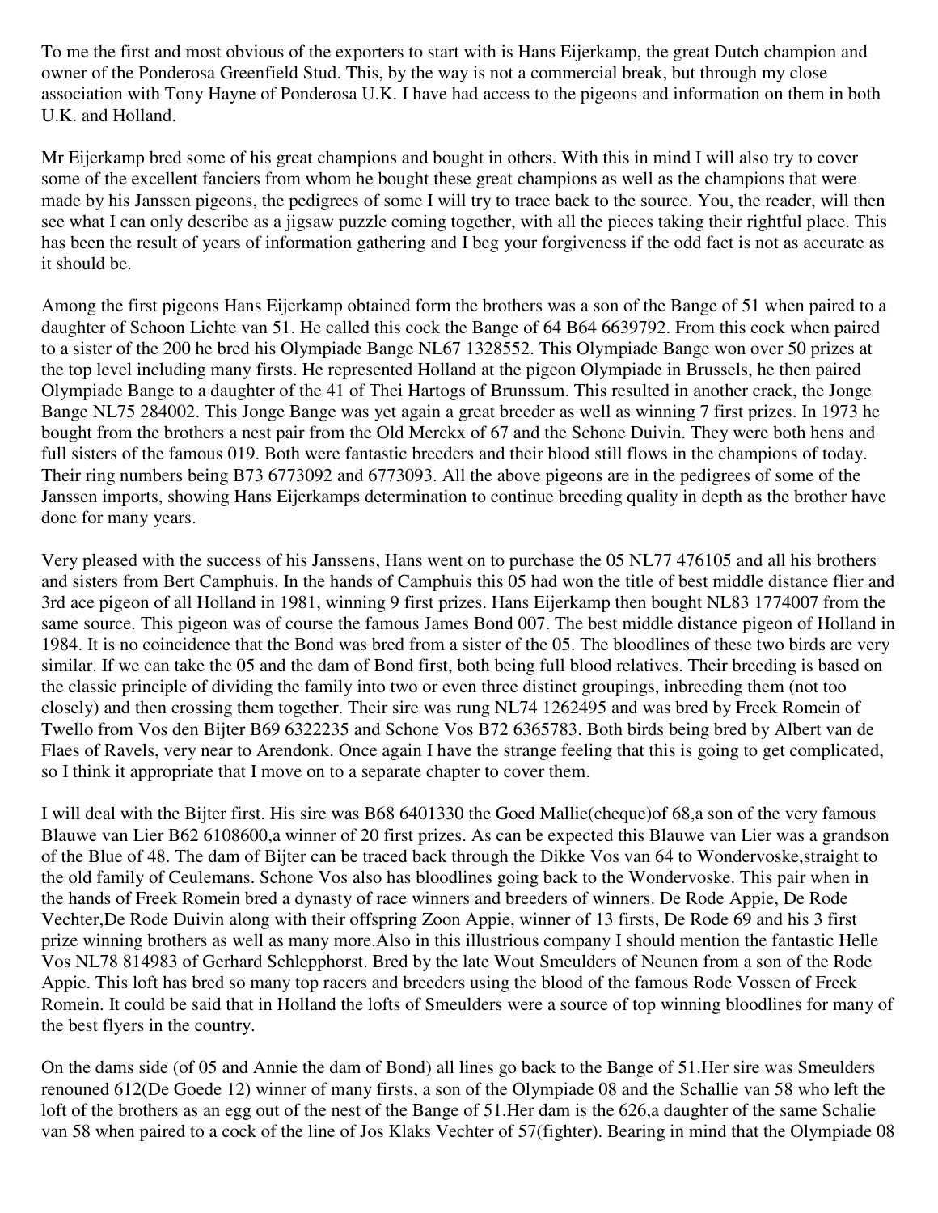To me the first and most obvious of the exporters to start with is Hans Eijerkamp, the great Dutch champion and owner of the Ponderosa Greenfield Stud. This, by the way is not a commercial break, but through my close association with Tony Hayne of Ponderosa U.K. I have had access to the pigeons and information on them in both U.K. and Holland.

Mr Eijerkamp bred some of his great champions and bought in others. With this in mind I will also try to cover some of the excellent fanciers from whom he bought these great champions as well as the champions that were made by his Janssen pigeons, the pedigrees of some I will try to trace back to the source. You, the reader, will then see what I can only describe as a jigsaw puzzle coming together, with all the pieces taking their rightful place. This has been the result of years of information gathering and I beg your forgiveness if the odd fact is not as accurate as it should be.

Among the first pigeons Hans Eijerkamp obtained form the brothers was a son of the Bange of 51 when paired to a daughter of Schoon Lichte van 51. He called this cock the Bange of 64 B64 6639792. From this cock when paired to a sister of the 200 he bred his Olympiade Bange NL67 1328552. This Olympiade Bange won over 50 prizes at the top level including many firsts. He represented Holland at the pigeon Olympiade in Brussels, he then paired Olympiade Bange to a daughter of the 41 of Thei Hartogs of Brunssum. This resulted in another crack, the Jonge Bange NL75 284002. This Jonge Bange was yet again a great breeder as well as winning 7 first prizes. In 1973 he bought from the brothers a nest pair from the Old Merckx of 67 and the Schone Duivin. They were both hens and full sisters of the famous 019. Both were fantastic breeders and their blood still flows in the champions of today. Their ring numbers being B73 6773092 and 6773093. All the above pigeons are in the pedigrees of some of the Janssen imports, showing Hans Eijerkamps determination to continue breeding quality in depth as the brother have done for many years.

Very pleased with the success of his Janssens, Hans went on to purchase the 05 NL77 476105 and all his brothers and sisters from Bert Camphuis. In the hands of Camphuis this 05 had won the title of best middle distance flier and 3rd ace pigeon of all Holland in 1981, winning 9 first prizes. Hans Eijerkamp then bought NL83 1774007 from the same source. This pigeon was of course the famous James Bond 007. The best middle distance pigeon of Holland in 1984. It is no coincidence that the Bond was bred from a sister of the 05. The bloodlines of these two birds are very similar. If we can take the 05 and the dam of Bond first, both being full blood relatives. Their breeding is based on the classic principle of dividing the family into two or even three distinct groupings, inbreeding them (not too closely) and then crossing them together. Their sire was rung NL74 1262495 and was bred by Freek Romein of Twello from Vos den Bijter B69 6322235 and Schone Vos B72 6365783. Both birds being bred by Albert van de Flaes of Ravels, very near to Arendonk. Once again I have the strange feeling that this is going to get complicated, so I think it appropriate that I move on to a separate chapter to cover them.

I will deal with the Bijter first. His sire was B68 6401330 the Goed Mallie(cheque)of 68,a son of the very famous Blauwe van Lier B62 6108600,a winner of 20 first prizes. As can be expected this Blauwe van Lier was a grandson of the Blue of 48. The dam of Bijter can be traced back through the Dikke Vos van 64 to Wondervoske,straight to the old family of Ceulemans. Schone Vos also has bloodlines going back to the Wondervoske. This pair when in the hands of Freek Romein bred a dynasty of race winners and breeders of winners. De Rode Appie, De Rode Vechter,De Rode Duivin along with their offspring Zoon Appie, winner of 13 firsts, De Rode 69 and his 3 first prize winning brothers as well as many more.Also in this illustrious company I should mention the fantastic Helle Vos NL78 814983 of Gerhard Schlepphorst. Bred by the late Wout Smeulders of Neunen from a son of the Rode Appie. This loft has bred so many top racers and breeders using the blood of the famous Rode Vossen of Freek Romein. It could be said that in Holland the lofts of Smeulders were a source of top winning bloodlines for many of the best flyers in the country.

On the dams side (of 05 and Annie the dam of Bond) all lines go back to the Bange of 51.Her sire was Smeulders renouned 612(De Goede 12) winner of many firsts, a son of the Olympiade 08 and the Schallie van 58 who left the loft of the brothers as an egg out of the nest of the Bange of 51.Her dam is the 626,a daughter of the same Schalie van 58 when paired to a cock of the line of Jos Klaks Vechter of 57(fighter). Bearing in mind that the Olympiade 08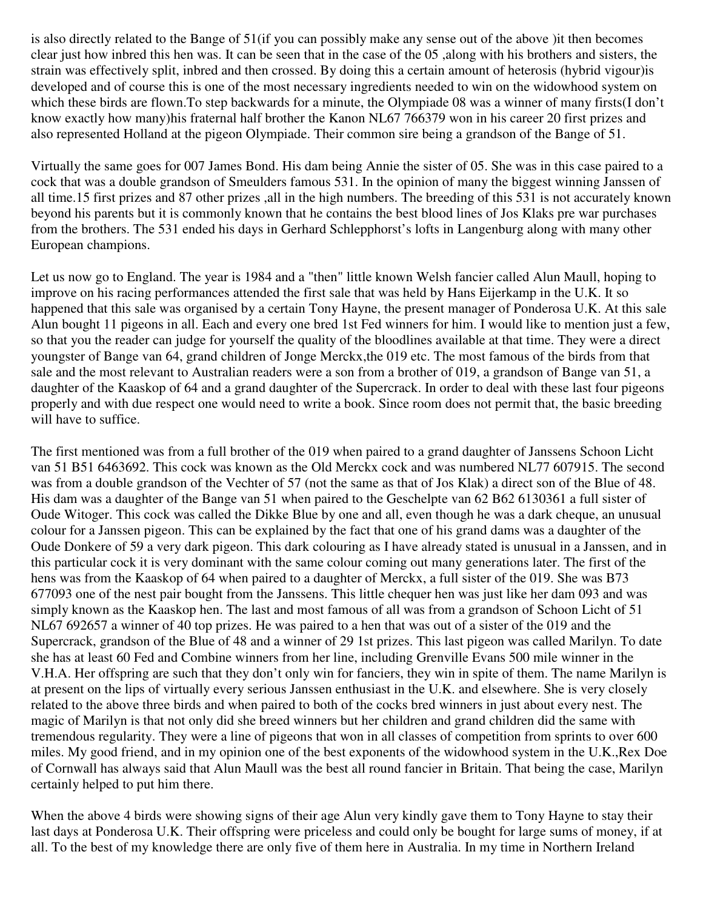is also directly related to the Bange of 51(if you can possibly make any sense out of the above )it then becomes clear just how inbred this hen was. It can be seen that in the case of the 05 ,along with his brothers and sisters, the strain was effectively split, inbred and then crossed. By doing this a certain amount of heterosis (hybrid vigour)is developed and of course this is one of the most necessary ingredients needed to win on the widowhood system on which these birds are flown.To step backwards for a minute, the Olympiade 08 was a winner of many firsts(I don't know exactly how many)his fraternal half brother the Kanon NL67 766379 won in his career 20 first prizes and also represented Holland at the pigeon Olympiade. Their common sire being a grandson of the Bange of 51.

Virtually the same goes for 007 James Bond. His dam being Annie the sister of 05. She was in this case paired to a cock that was a double grandson of Smeulders famous 531. In the opinion of many the biggest winning Janssen of all time.15 first prizes and 87 other prizes ,all in the high numbers. The breeding of this 531 is not accurately known beyond his parents but it is commonly known that he contains the best blood lines of Jos Klaks pre war purchases from the brothers. The 531 ended his days in Gerhard Schlepphorst's lofts in Langenburg along with many other European champions.

Let us now go to England. The year is 1984 and a "then" little known Welsh fancier called Alun Maull, hoping to improve on his racing performances attended the first sale that was held by Hans Eijerkamp in the U.K. It so happened that this sale was organised by a certain Tony Hayne, the present manager of Ponderosa U.K. At this sale Alun bought 11 pigeons in all. Each and every one bred 1st Fed winners for him. I would like to mention just a few, so that you the reader can judge for yourself the quality of the bloodlines available at that time. They were a direct youngster of Bange van 64, grand children of Jonge Merckx,the 019 etc. The most famous of the birds from that sale and the most relevant to Australian readers were a son from a brother of 019, a grandson of Bange van 51, a daughter of the Kaaskop of 64 and a grand daughter of the Supercrack. In order to deal with these last four pigeons properly and with due respect one would need to write a book. Since room does not permit that, the basic breeding will have to suffice.

The first mentioned was from a full brother of the 019 when paired to a grand daughter of Janssens Schoon Licht van 51 B51 6463692. This cock was known as the Old Merckx cock and was numbered NL77 607915. The second was from a double grandson of the Vechter of 57 (not the same as that of Jos Klak) a direct son of the Blue of 48. His dam was a daughter of the Bange van 51 when paired to the Geschelpte van 62 B62 6130361 a full sister of Oude Witoger. This cock was called the Dikke Blue by one and all, even though he was a dark cheque, an unusual colour for a Janssen pigeon. This can be explained by the fact that one of his grand dams was a daughter of the Oude Donkere of 59 a very dark pigeon. This dark colouring as I have already stated is unusual in a Janssen, and in this particular cock it is very dominant with the same colour coming out many generations later. The first of the hens was from the Kaaskop of 64 when paired to a daughter of Merckx, a full sister of the 019. She was B73 677093 one of the nest pair bought from the Janssens. This little chequer hen was just like her dam 093 and was simply known as the Kaaskop hen. The last and most famous of all was from a grandson of Schoon Licht of 51 NL67 692657 a winner of 40 top prizes. He was paired to a hen that was out of a sister of the 019 and the Supercrack, grandson of the Blue of 48 and a winner of 29 1st prizes. This last pigeon was called Marilyn. To date she has at least 60 Fed and Combine winners from her line, including Grenville Evans 500 mile winner in the V.H.A. Her offspring are such that they don't only win for fanciers, they win in spite of them. The name Marilyn is at present on the lips of virtually every serious Janssen enthusiast in the U.K. and elsewhere. She is very closely related to the above three birds and when paired to both of the cocks bred winners in just about every nest. The magic of Marilyn is that not only did she breed winners but her children and grand children did the same with tremendous regularity. They were a line of pigeons that won in all classes of competition from sprints to over 600 miles. My good friend, and in my opinion one of the best exponents of the widowhood system in the U.K.,Rex Doe of Cornwall has always said that Alun Maull was the best all round fancier in Britain. That being the case, Marilyn certainly helped to put him there.

When the above 4 birds were showing signs of their age Alun very kindly gave them to Tony Hayne to stay their last days at Ponderosa U.K. Their offspring were priceless and could only be bought for large sums of money, if at all. To the best of my knowledge there are only five of them here in Australia. In my time in Northern Ireland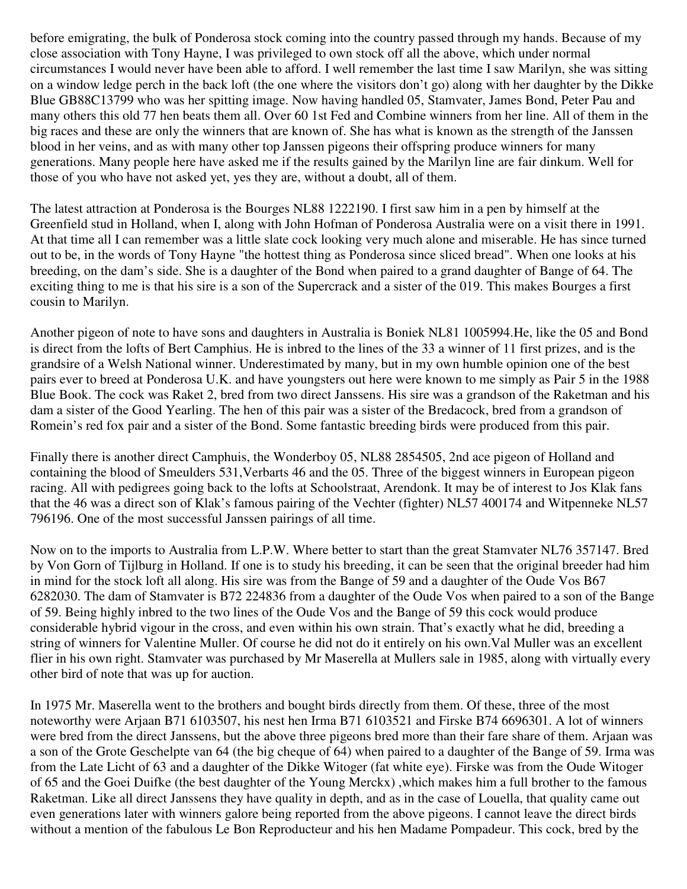before emigrating, the bulk of Ponderosa stock coming into the country passed through my hands. Because of my close association with Tony Hayne, I was privileged to own stock off all the above, which under normal circumstances I would never have been able to afford. I well remember the last time I saw Marilyn, she was sitting on a window ledge perch in the back loft (the one where the visitors don't go) along with her daughter by the Dikke Blue GB88C13799 who was her spitting image. Now having handled 05, Stamvater, James Bond, Peter Pau and many others this old 77 hen beats them all. Over 60 1st Fed and Combine winners from her line. All of them in the big races and these are only the winners that are known of. She has what is known as the strength of the Janssen blood in her veins, and as with many other top Janssen pigeons their offspring produce winners for many generations. Many people here have asked me if the results gained by the Marilyn line are fair dinkum. Well for those of you who have not asked yet, yes they are, without a doubt, all of them.

The latest attraction at Ponderosa is the Bourges NL88 1222190. I first saw him in a pen by himself at the Greenfield stud in Holland, when I, along with John Hofman of Ponderosa Australia were on a visit there in 1991. At that time all I can remember was a little slate cock looking very much alone and miserable. He has since turned out to be, in the words of Tony Hayne "the hottest thing as Ponderosa since sliced bread". When one looks at his breeding, on the dam's side. She is a daughter of the Bond when paired to a grand daughter of Bange of 64. The exciting thing to me is that his sire is a son of the Supercrack and a sister of the 019. This makes Bourges a first cousin to Marilyn.

Another pigeon of note to have sons and daughters in Australia is Boniek NL81 1005994.He, like the 05 and Bond is direct from the lofts of Bert Camphius. He is inbred to the lines of the 33 a winner of 11 first prizes, and is the grandsire of a Welsh National winner. Underestimated by many, but in my own humble opinion one of the best pairs ever to breed at Ponderosa U.K. and have youngsters out here were known to me simply as Pair 5 in the 1988 Blue Book. The cock was Raket 2, bred from two direct Janssens. His sire was a grandson of the Raketman and his dam a sister of the Good Yearling. The hen of this pair was a sister of the Bredacock, bred from a grandson of Romein's red fox pair and a sister of the Bond. Some fantastic breeding birds were produced from this pair.

Finally there is another direct Camphuis, the Wonderboy 05, NL88 2854505, 2nd ace pigeon of Holland and containing the blood of Smeulders 531,Verbarts 46 and the 05. Three of the biggest winners in European pigeon racing. All with pedigrees going back to the lofts at Schoolstraat, Arendonk. It may be of interest to Jos Klak fans that the 46 was a direct son of Klak's famous pairing of the Vechter (fighter) NL57 400174 and Witpenneke NL57 796196. One of the most successful Janssen pairings of all time.

Now on to the imports to Australia from L.P.W. Where better to start than the great Stamvater NL76 357147. Bred by Von Gorn of Tijlburg in Holland. If one is to study his breeding, it can be seen that the original breeder had him in mind for the stock loft all along. His sire was from the Bange of 59 and a daughter of the Oude Vos B67 6282030. The dam of Stamvater is B72 224836 from a daughter of the Oude Vos when paired to a son of the Bange of 59. Being highly inbred to the two lines of the Oude Vos and the Bange of 59 this cock would produce considerable hybrid vigour in the cross, and even within his own strain. That's exactly what he did, breeding a string of winners for Valentine Muller. Of course he did not do it entirely on his own.Val Muller was an excellent flier in his own right. Stamvater was purchased by Mr Maserella at Mullers sale in 1985, along with virtually every other bird of note that was up for auction.

In 1975 Mr. Maserella went to the brothers and bought birds directly from them. Of these, three of the most noteworthy were Arjaan B71 6103507, his nest hen Irma B71 6103521 and Firske B74 6696301. A lot of winners were bred from the direct Janssens, but the above three pigeons bred more than their fare share of them. Arjaan was a son of the Grote Geschelpte van 64 (the big cheque of 64) when paired to a daughter of the Bange of 59. Irma was from the Late Licht of 63 and a daughter of the Dikke Witoger (fat white eye). Firske was from the Oude Witoger of 65 and the Goei Duifke (the best daughter of the Young Merckx) ,which makes him a full brother to the famous Raketman. Like all direct Janssens they have quality in depth, and as in the case of Louella, that quality came out even generations later with winners galore being reported from the above pigeons. I cannot leave the direct birds without a mention of the fabulous Le Bon Reproducteur and his hen Madame Pompadeur. This cock, bred by the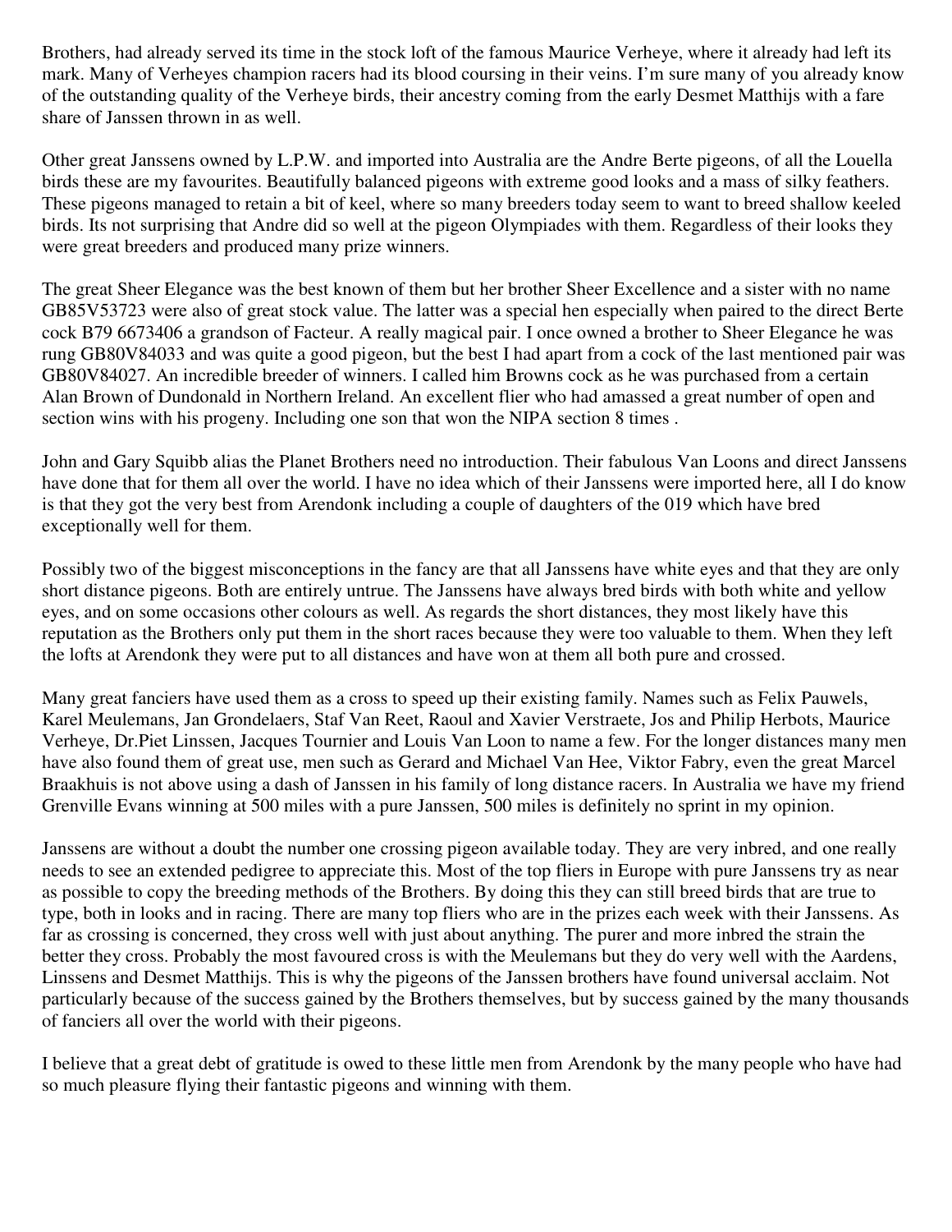Brothers, had already served its time in the stock loft of the famous Maurice Verheye, where it already had left its mark. Many of Verheyes champion racers had its blood coursing in their veins. I'm sure many of you already know of the outstanding quality of the Verheye birds, their ancestry coming from the early Desmet Matthijs with a fare share of Janssen thrown in as well.

Other great Janssens owned by L.P.W. and imported into Australia are the Andre Berte pigeons, of all the Louella birds these are my favourites. Beautifully balanced pigeons with extreme good looks and a mass of silky feathers. These pigeons managed to retain a bit of keel, where so many breeders today seem to want to breed shallow keeled birds. Its not surprising that Andre did so well at the pigeon Olympiades with them. Regardless of their looks they were great breeders and produced many prize winners.

The great Sheer Elegance was the best known of them but her brother Sheer Excellence and a sister with no name GB85V53723 were also of great stock value. The latter was a special hen especially when paired to the direct Berte cock B79 6673406 a grandson of Facteur. A really magical pair. I once owned a brother to Sheer Elegance he was rung GB80V84033 and was quite a good pigeon, but the best I had apart from a cock of the last mentioned pair was GB80V84027. An incredible breeder of winners. I called him Browns cock as he was purchased from a certain Alan Brown of Dundonald in Northern Ireland. An excellent flier who had amassed a great number of open and section wins with his progeny. Including one son that won the NIPA section 8 times .

John and Gary Squibb alias the Planet Brothers need no introduction. Their fabulous Van Loons and direct Janssens have done that for them all over the world. I have no idea which of their Janssens were imported here, all I do know is that they got the very best from Arendonk including a couple of daughters of the 019 which have bred exceptionally well for them.

Possibly two of the biggest misconceptions in the fancy are that all Janssens have white eyes and that they are only short distance pigeons. Both are entirely untrue. The Janssens have always bred birds with both white and yellow eyes, and on some occasions other colours as well. As regards the short distances, they most likely have this reputation as the Brothers only put them in the short races because they were too valuable to them. When they left the lofts at Arendonk they were put to all distances and have won at them all both pure and crossed.

Many great fanciers have used them as a cross to speed up their existing family. Names such as Felix Pauwels, Karel Meulemans, Jan Grondelaers, Staf Van Reet, Raoul and Xavier Verstraete, Jos and Philip Herbots, Maurice Verheye, Dr.Piet Linssen, Jacques Tournier and Louis Van Loon to name a few. For the longer distances many men have also found them of great use, men such as Gerard and Michael Van Hee, Viktor Fabry, even the great Marcel Braakhuis is not above using a dash of Janssen in his family of long distance racers. In Australia we have my friend Grenville Evans winning at 500 miles with a pure Janssen, 500 miles is definitely no sprint in my opinion.

Janssens are without a doubt the number one crossing pigeon available today. They are very inbred, and one really needs to see an extended pedigree to appreciate this. Most of the top fliers in Europe with pure Janssens try as near as possible to copy the breeding methods of the Brothers. By doing this they can still breed birds that are true to type, both in looks and in racing. There are many top fliers who are in the prizes each week with their Janssens. As far as crossing is concerned, they cross well with just about anything. The purer and more inbred the strain the better they cross. Probably the most favoured cross is with the Meulemans but they do very well with the Aardens, Linssens and Desmet Matthijs. This is why the pigeons of the Janssen brothers have found universal acclaim. Not particularly because of the success gained by the Brothers themselves, but by success gained by the many thousands of fanciers all over the world with their pigeons.

I believe that a great debt of gratitude is owed to these little men from Arendonk by the many people who have had so much pleasure flying their fantastic pigeons and winning with them.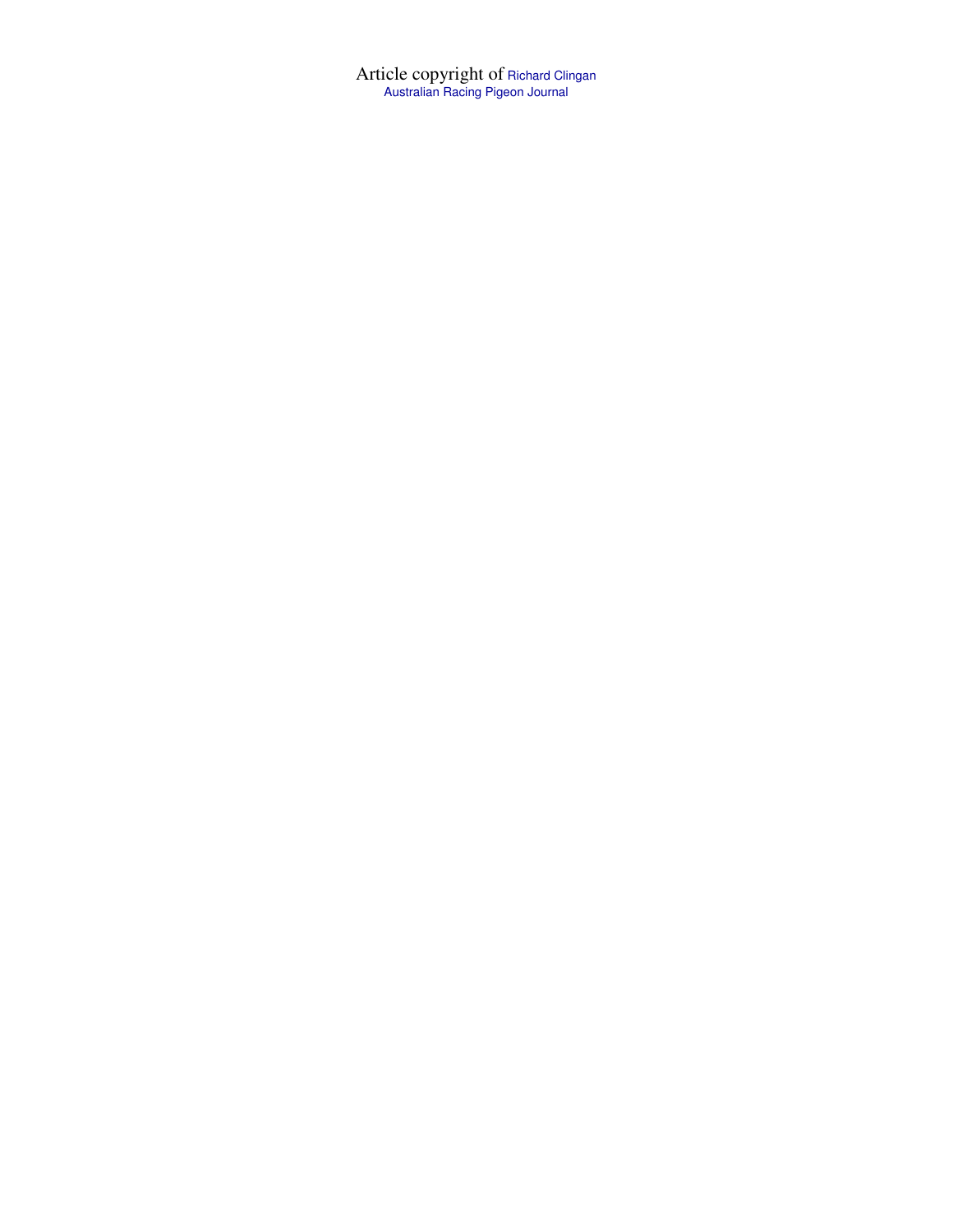Article copyright of Richard Clingan
Australian Racing Pigeon Journal